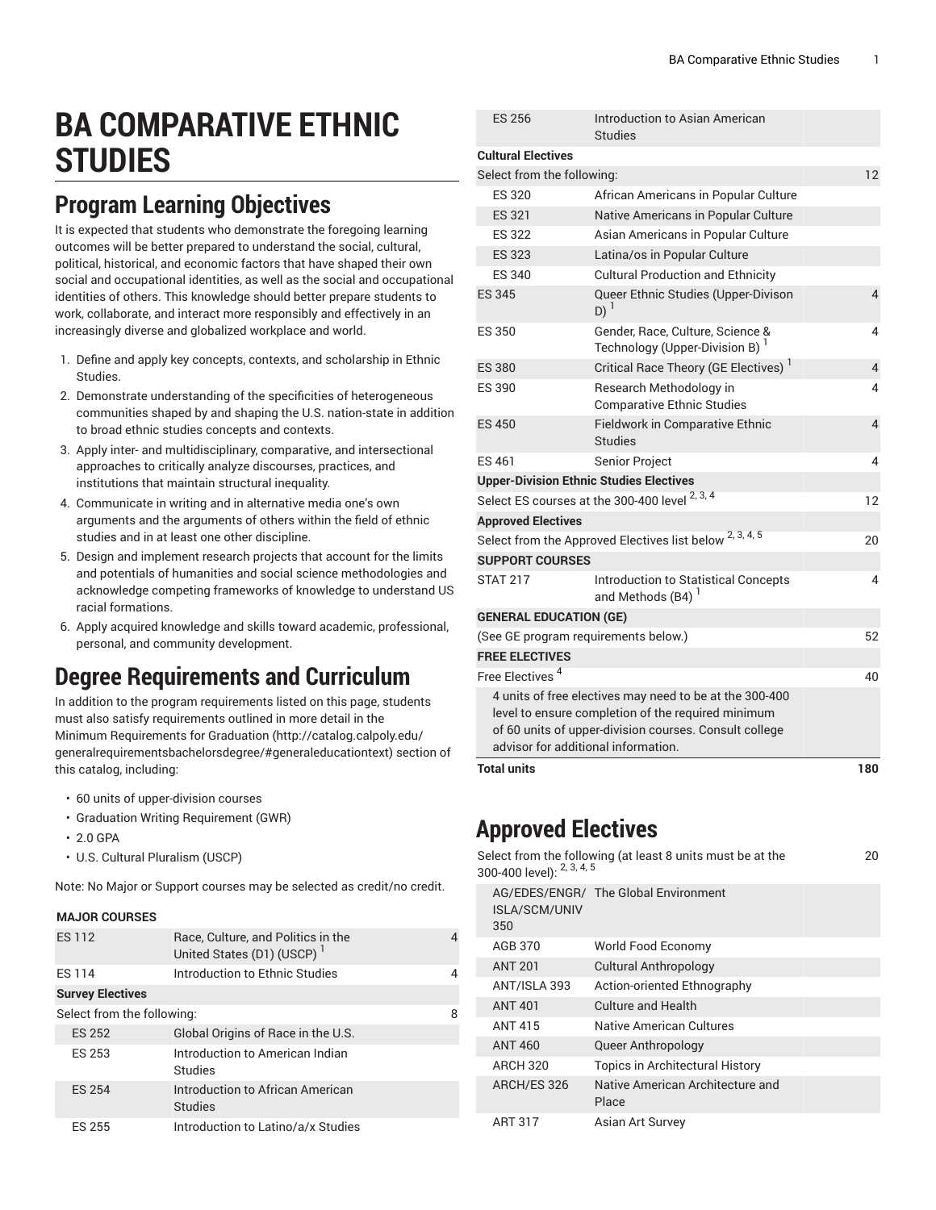# BA COMPARATIVE ETHNIC STUDIES

## Program Learning Objectives

It is expected that students who demonstrate the foregoing learning outcomes will be better prepared to understand the social, cultural, political, historical, and economic factors that have shaped their own social and occupational identities, as well as the social and occupational identities of others. This knowledge should better prepare students to work, collaborate, and interact more responsibly and effectively in an increasingly diverse and globalized workplace and world.

1. Define and apply key concepts, contexts, and scholarship in Ethnic Studies.
2. Demonstrate understanding of the specificities of heterogeneous communities shaped by and shaping the U.S. nation-state in addition to broad ethnic studies concepts and contexts.
3. Apply inter- and multidisciplinary, comparative, and intersectional approaches to critically analyze discourses, practices, and institutions that maintain structural inequality.
4. Communicate in writing and in alternative media one's own arguments and the arguments of others within the field of ethnic studies and in at least one other discipline.
5. Design and implement research projects that account for the limits and potentials of humanities and social science methodologies and acknowledge competing frameworks of knowledge to understand US racial formations.
6. Apply acquired knowledge and skills toward academic, professional, personal, and community development.

## Degree Requirements and Curriculum

In addition to the program requirements listed on this page, students must also satisfy requirements outlined in more detail in the Minimum Requirements for Graduation (http://catalog.calpoly.edu/generalrequirementsbachelorsdegree/#generaleducationtext) section of this catalog, including:

- 60 units of upper-division courses
- Graduation Writing Requirement (GWR)
- 2.0 GPA
- U.S. Cultural Pluralism (USCP)

Note: No Major or Support courses may be selected as credit/no credit.

| | | |
|---|---|---|
| **MAJOR COURSES** | | |
| ES 112 | Race, Culture, and Politics in the United States (D1) (USCP) [1] | 4 |
| ES 114 | Introduction to Ethnic Studies | 4 |
| **Survey Electives** | | |
| Select from the following: | | 8 |
| ES 252 | Global Origins of Race in the U.S. | |
| ES 253 | Introduction to American Indian Studies | |
| ES 254 | Introduction to African American Studies | |
| ES 255 | Introduction to Latino/a/x Studies | |
| ES 256 | Introduction to Asian American Studies | |
| **Cultural Electives** | | |
| Select from the following: | | 12 |
| ES 320 | African Americans in Popular Culture | |
| ES 321 | Native Americans in Popular Culture | |
| ES 322 | Asian Americans in Popular Culture | |
| ES 323 | Latina/os in Popular Culture | |
| ES 340 | Cultural Production and Ethnicity | |
| ES 345 | Queer Ethnic Studies (Upper-Divison D) [1] | 4 |
| ES 350 | Gender, Race, Culture, Science & Technology (Upper-Division B) [1] | 4 |
| ES 380 | Critical Race Theory (GE Electives) [1] | 4 |
| ES 390 | Research Methodology in Comparative Ethnic Studies | 4 |
| ES 450 | Fieldwork in Comparative Ethnic Studies | 4 |
| ES 461 | Senior Project | 4 |
| **Upper-Division Ethnic Studies Electives** | | |
| Select ES courses at the 300-400 level [2, 3, 4] | | 12 |
| **Approved Electives** | | |
| Select from the Approved Electives list below [2, 3, 4, 5] | | 20 |
| **SUPPORT COURSES** | | |
| STAT 217 | Introduction to Statistical Concepts and Methods (B4) [1] | 4 |
| **GENERAL EDUCATION (GE)** | | |
| (See GE program requirements below.) | | 52 |
| **FREE ELECTIVES** | | |
| Free Electives [4] | | 40 |
| 4 units of free electives may need to be at the 300-400 level to ensure completion of the required minimum of 60 units of upper-division courses. Consult college advisor for additional information. | | |
| **Total units** | | **180** |

## Approved Electives

| | | |
|---|---|---|
| Select from the following (at least 8 units must be at the 300-400 level): [2, 3, 4, 5] | | 20 |
| AG/EDES/ENGR/ISLA/SCM/UNIV 350 | The Global Environment | |
| AGB 370 | World Food Economy | |
| ANT 201 | Cultural Anthropology | |
| ANT/ISLA 393 | Action-oriented Ethnography | |
| ANT 401 | Culture and Health | |
| ANT 415 | Native American Cultures | |
| ANT 460 | Queer Anthropology | |
| ARCH 320 | Topics in Architectural History | |
| ARCH/ES 326 | Native American Architecture and Place | |
| ART 317 | Asian Art Survey | |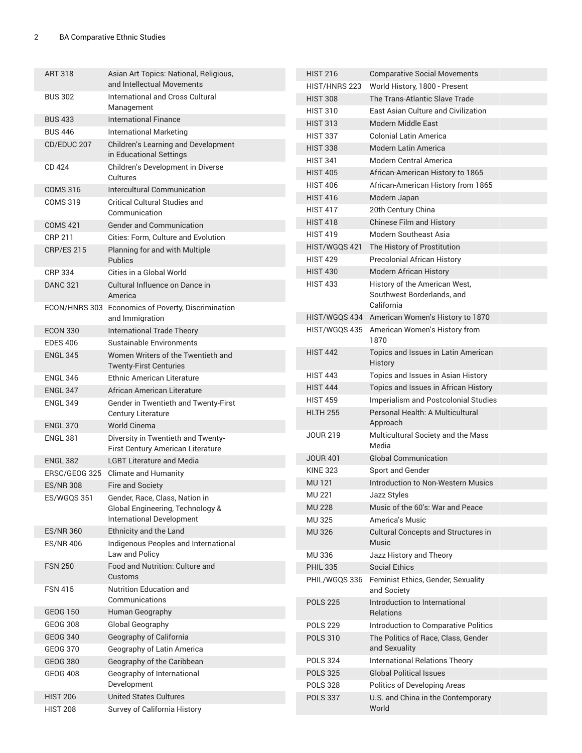| | |
|---|---|
| ART 318 | Asian Art Topics: National, Religious, and Intellectual Movements |
| BUS 302 | International and Cross Cultural Management |
| BUS 433 | International Finance |
| BUS 446 | International Marketing |
| CD/EDUC 207 | Children's Learning and Development in Educational Settings |
| CD 424 | Children's Development in Diverse Cultures |
| COMS 316 | Intercultural Communication |
| COMS 319 | Critical Cultural Studies and Communication |
| COMS 421 | Gender and Communication |
| CRP 211 | Cities: Form, Culture and Evolution |
| CRP/ES 215 | Planning for and with Multiple Publics |
| CRP 334 | Cities in a Global World |
| DANC 321 | Cultural Influence on Dance in America |
| ECON/HNRS 303 | Economics of Poverty, Discrimination and Immigration |
| ECON 330 | International Trade Theory |
| EDES 406 | Sustainable Environments |
| ENGL 345 | Women Writers of the Twentieth and Twenty-First Centuries |
| ENGL 346 | Ethnic American Literature |
| ENGL 347 | African American Literature |
| ENGL 349 | Gender in Twentieth and Twenty-First Century Literature |
| ENGL 370 | World Cinema |
| ENGL 381 | Diversity in Twentieth and Twenty-First Century American Literature |
| ENGL 382 | LGBT Literature and Media |
| ERSC/GEOG 325 | Climate and Humanity |
| ES/NR 308 | Fire and Society |
| ES/WGQS 351 | Gender, Race, Class, Nation in Global Engineering, Technology & International Development |
| ES/NR 360 | Ethnicity and the Land |
| ES/NR 406 | Indigenous Peoples and International Law and Policy |
| FSN 250 | Food and Nutrition: Culture and Customs |
| FSN 415 | Nutrition Education and Communications |
| GEOG 150 | Human Geography |
| GEOG 308 | Global Geography |
| GEOG 340 | Geography of California |
| GEOG 370 | Geography of Latin America |
| GEOG 380 | Geography of the Caribbean |
| GEOG 408 | Geography of International Development |
| HIST 206 | United States Cultures |
| HIST 208 | Survey of California History |
| HIST 216 | Comparative Social Movements |
| HIST/HNRS 223 | World History, 1800 - Present |
| HIST 308 | The Trans-Atlantic Slave Trade |
| HIST 310 | East Asian Culture and Civilization |
| HIST 313 | Modern Middle East |
| HIST 337 | Colonial Latin America |
| HIST 338 | Modern Latin America |
| HIST 341 | Modern Central America |
| HIST 405 | African-American History to 1865 |
| HIST 406 | African-American History from 1865 |
| HIST 416 | Modern Japan |
| HIST 417 | 20th Century China |
| HIST 418 | Chinese Film and History |
| HIST 419 | Modern Southeast Asia |
| HIST/WGQS 421 | The History of Prostitution |
| HIST 429 | Precolonial African History |
| HIST 430 | Modern African History |
| HIST 433 | History of the American West, Southwest Borderlands, and California |
| HIST/WGQS 434 | American Women's History to 1870 |
| HIST/WGQS 435 | American Women's History from 1870 |
| HIST 442 | Topics and Issues in Latin American History |
| HIST 443 | Topics and Issues in Asian History |
| HIST 444 | Topics and Issues in African History |
| HIST 459 | Imperialism and Postcolonial Studies |
| HLTH 255 | Personal Health: A Multicultural Approach |
| JOUR 219 | Multicultural Society and the Mass Media |
| JOUR 401 | Global Communication |
| KINE 323 | Sport and Gender |
| MU 121 | Introduction to Non-Western Musics |
| MU 221 | Jazz Styles |
| MU 228 | Music of the 60's: War and Peace |
| MU 325 | America's Music |
| MU 326 | Cultural Concepts and Structures in Music |
| MU 336 | Jazz History and Theory |
| PHIL 335 | Social Ethics |
| PHIL/WGQS 336 | Feminist Ethics, Gender, Sexuality and Society |
| POLS 225 | Introduction to International Relations |
| POLS 229 | Introduction to Comparative Politics |
| POLS 310 | The Politics of Race, Class, Gender and Sexuality |
| POLS 324 | International Relations Theory |
| POLS 325 | Global Political Issues |
| POLS 328 | Politics of Developing Areas |
| POLS 337 | U.S. and China in the Contemporary World |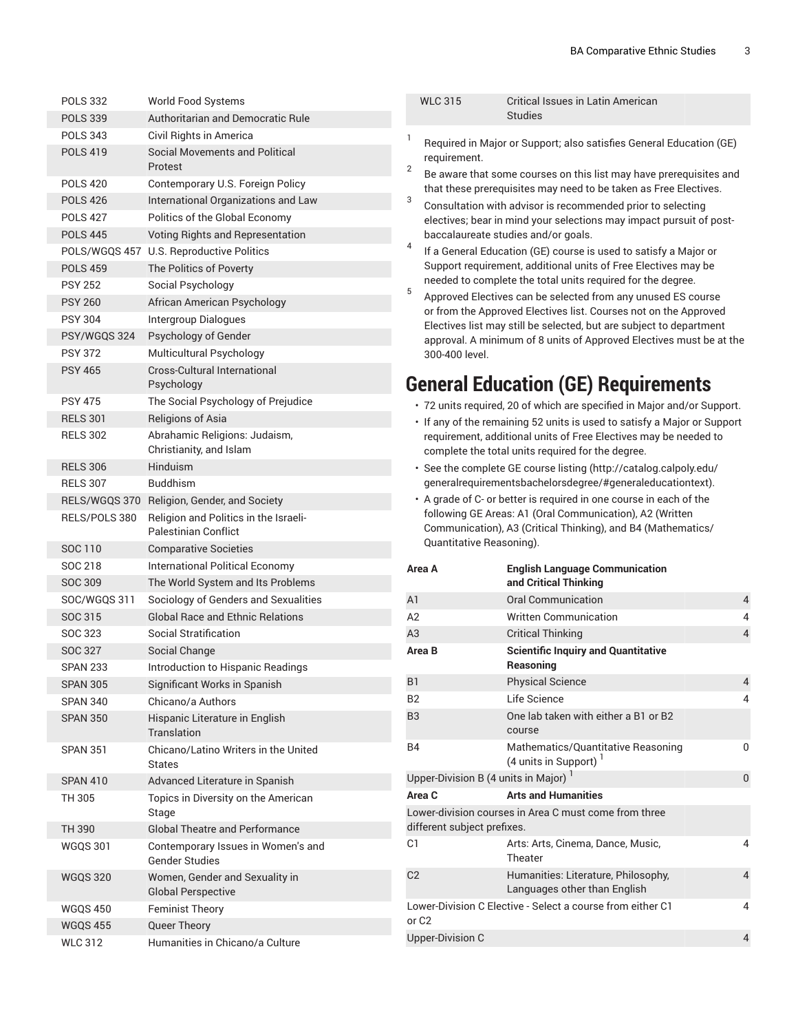| | |
|---|---|
| POLS 332 | World Food Systems |
| POLS 339 | Authoritarian and Democratic Rule |
| POLS 343 | Civil Rights in America |
| POLS 419 | Social Movements and Political Protest |
| POLS 420 | Contemporary U.S. Foreign Policy |
| POLS 426 | International Organizations and Law |
| POLS 427 | Politics of the Global Economy |
| POLS 445 | Voting Rights and Representation |
| POLS/WGQS 457 | U.S. Reproductive Politics |
| POLS 459 | The Politics of Poverty |
| PSY 252 | Social Psychology |
| PSY 260 | African American Psychology |
| PSY 304 | Intergroup Dialogues |
| PSY/WGQS 324 | Psychology of Gender |
| PSY 372 | Multicultural Psychology |
| PSY 465 | Cross-Cultural International Psychology |
| PSY 475 | The Social Psychology of Prejudice |
| RELS 301 | Religions of Asia |
| RELS 302 | Abrahamic Religions: Judaism, Christianity, and Islam |
| RELS 306 | Hinduism |
| RELS 307 | Buddhism |
| RELS/WGQS 370 | Religion, Gender, and Society |
| RELS/POLS 380 | Religion and Politics in the Israeli-Palestinian Conflict |
| SOC 110 | Comparative Societies |
| SOC 218 | International Political Economy |
| SOC 309 | The World System and Its Problems |
| SOC/WGQS 311 | Sociology of Genders and Sexualities |
| SOC 315 | Global Race and Ethnic Relations |
| SOC 323 | Social Stratification |
| SOC 327 | Social Change |
| SPAN 233 | Introduction to Hispanic Readings |
| SPAN 305 | Significant Works in Spanish |
| SPAN 340 | Chicano/a Authors |
| SPAN 350 | Hispanic Literature in English Translation |
| SPAN 351 | Chicano/Latino Writers in the United States |
| SPAN 410 | Advanced Literature in Spanish |
| TH 305 | Topics in Diversity on the American Stage |
| TH 390 | Global Theatre and Performance |
| WGQS 301 | Contemporary Issues in Women's and Gender Studies |
| WGQS 320 | Women, Gender and Sexuality in Global Perspective |
| WGQS 450 | Feminist Theory |
| WGQS 455 | Queer Theory |
| WLC 312 | Humanities in Chicano/a Culture |
| WLC 315 | Critical Issues in Latin American Studies |

[1] Required in Major or Support; also satisfies General Education (GE) requirement.

[2] Be aware that some courses on this list may have prerequisites and that these prerequisites may need to be taken as Free Electives.

[3] Consultation with advisor is recommended prior to selecting electives; bear in mind your selections may impact pursuit of post-baccalaureate studies and/or goals.

[4] If a General Education (GE) course is used to satisfy a Major or Support requirement, additional units of Free Electives may be needed to complete the total units required for the degree.

[5] Approved Electives can be selected from any unused ES course or from the Approved Electives list. Courses not on the Approved Electives list may still be selected, but are subject to department approval. A minimum of 8 units of Approved Electives must be at the 300-400 level.

# General Education (GE) Requirements

- 72 units required, 20 of which are specified in Major and/or Support.
- If any of the remaining 52 units is used to satisfy a Major or Support requirement, additional units of Free Electives may be needed to complete the total units required for the degree.
- See the complete GE course listing (http://catalog.calpoly.edu/generalrequirementsbachelorsdegree/#generaleducationtext).
- A grade of C- or better is required in one course in each of the following GE Areas: A1 (Oral Communication), A2 (Written Communication), A3 (Critical Thinking), and B4 (Mathematics/Quantitative Reasoning).

| | | |
|---|---|---|
| **Area A** | **English Language Communication and Critical Thinking** | |
| A1 | Oral Communication | 4 |
| A2 | Written Communication | 4 |
| A3 | Critical Thinking | 4 |
| **Area B** | **Scientific Inquiry and Quantitative Reasoning** | |
| B1 | Physical Science | 4 |
| B2 | Life Science | 4 |
| B3 | One lab taken with either a B1 or B2 course | |
| B4 | Mathematics/Quantitative Reasoning (4 units in Support) [1] | 0 |
| Upper-Division B (4 units in Major) [1] | | 0 |
| **Area C** | **Arts and Humanities** | |
| Lower-division courses in Area C must come from three different subject prefixes. | | |
| C1 | Arts: Arts, Cinema, Dance, Music, Theater | 4 |
| C2 | Humanities: Literature, Philosophy, Languages other than English | 4 |
| Lower-Division C Elective - Select a course from either C1 or C2 | | 4 |
| Upper-Division C | | 4 |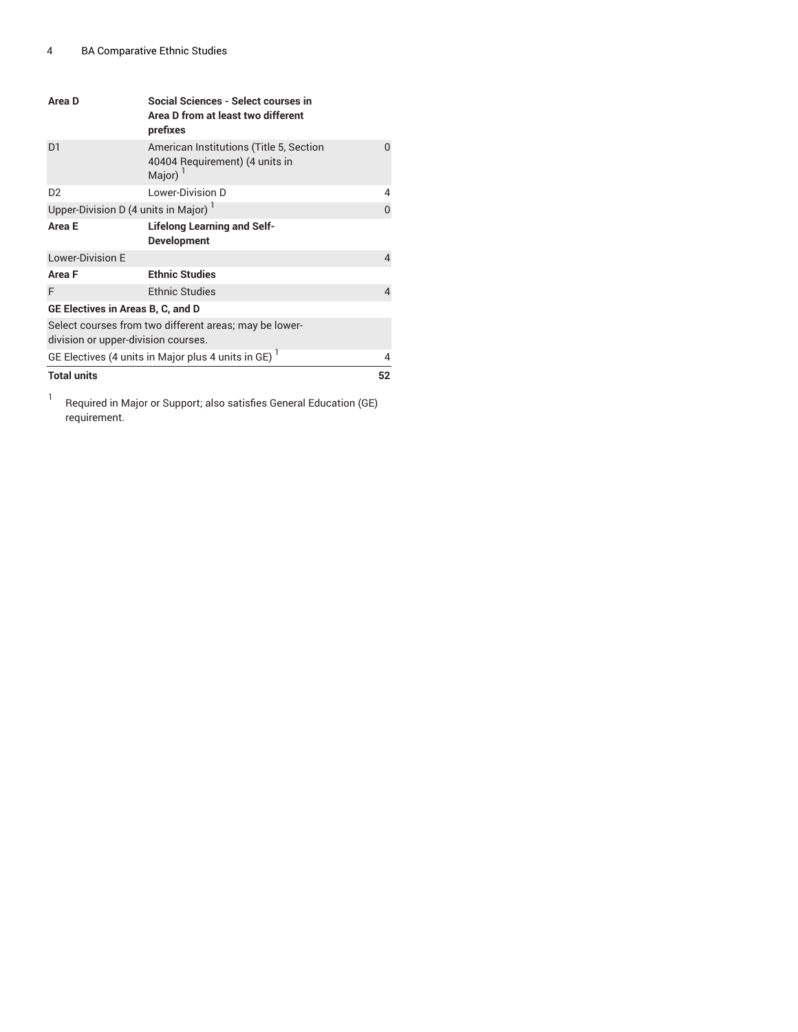| | | |
|---|---|---|
| **Area D** | **Social Sciences - Select courses in Area D from at least two different prefixes** | |
| D1 | American Institutions (Title 5, Section 40404 Requirement) (4 units in Major) [1] | 0 |
| D2 | Lower-Division D | 4 |
| Upper-Division D (4 units in Major) [1] | | 0 |
| **Area E** | **Lifelong Learning and Self-Development** | |
| Lower-Division E | | 4 |
| **Area F** | **Ethnic Studies** | |
| F | Ethnic Studies | 4 |
| **GE Electives in Areas B, C, and D** | | |
| Select courses from two different areas; may be lower-division or upper-division courses. | | |
| GE Electives (4 units in Major plus 4 units in GE) [1] | | 4 |
| **Total units** | | **52** |

[1] Required in Major or Support; also satisfies General Education (GE) requirement.